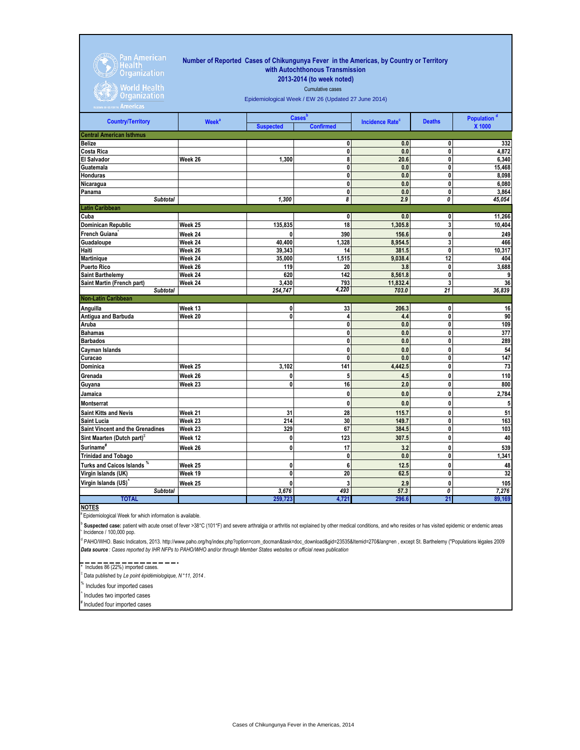Pan American Health Organization
World Health Organization
REGIONAL OFFICE FOR THE Americas

# Number of Reported Cases of Chikungunya Fever in the Americas, by Country or Territory with Autochthonous Transmission

## 2013-2014 (to week noted)

Cumulative cases

Epidemiological Week / EW 26 (Updated 27 June 2014)

| Country/Territory | Week[a] | Cases[b] | | Incidence Rate[c] | Deaths | Population[d] X 1000 |
|---|---|---|---|---|---|---|
| | | Suspected | Confirmed | | | |
| **Central American Isthmus** | | | | | | |
| Belize | | | 0 | 0.0 | 0 | 332 |
| Costa Rica | | | 0 | 0.0 | 0 | 4,872 |
| El Salvador | Week 26 | 1,300 | 8 | 20.6 | 0 | 6,340 |
| Guatemala | | | 0 | 0.0 | 0 | 15,468 |
| Honduras | | | 0 | 0.0 | 0 | 8,098 |
| Nicaragua | | | 0 | 0.0 | 0 | 6,080 |
| Panama | | | 0 | 0.0 | 0 | 3,864 |
| *Subtotal* | | *1,300* | *8* | *2.9* | *0* | *45,054* |
| **Latin Caribbean** | | | | | | |
| Cuba | | | 0 | 0.0 | 0 | 11,266 |
| Dominican Republic | Week 25 | 135,835 | 18 | 1,305.8 | 3 | 10,404 |
| French Guiana* | Week 24 | 0 | 390 | 156.6 | 0 | 249 |
| Guadaloupe | Week 24 | 40,400 | 1,328 | 8,954.5 | 3 | 466 |
| Haiti | Week 26 | 39,343 | 14 | 381.5 | 0 | 10,317 |
| Martinique | Week 24 | 35,000 | 1,515 | 9,038.4 | 12 | 404 |
| Puerto Rico | Week 26 | 119 | 20 | 3.8 | 0 | 3,688 |
| Saint Barthelemy | Week 24 | 620 | 142 | 8,561.8 | 0 | 9 |
| Saint Martin (French part) | Week 24 | 3,430 | 793 | 11,832.4 | 3 | 36 |
| *Subtotal* | | *254,747* | *4,220* | *703.0* | *21* | *36,839* |
| **Non-Latin Caribbean** | | | | | | |
| Anguilla | Week 13 | 0 | 33 | 206.3 | 0 | 16 |
| Antigua and Barbuda | Week 20 | 0 | 4 | 4.4 | 0 | 90 |
| Aruba | | | 0 | 0.0 | 0 | 109 |
| Bahamas | | | 0 | 0.0 | 0 | 377 |
| Barbados | | | 0 | 0.0 | 0 | 289 |
| Cayman Islands | | | 0 | 0.0 | 0 | 54 |
| Curacao | | | 0 | 0.0 | 0 | 147 |
| Dominica | Week 25 | 3,102 | 141 | 4,442.5 | 0 | 73 |
| Grenada | Week 26 | 0 | 5 | 4.5 | 0 | 110 |
| Guyana | Week 23 | 0 | 16 | 2.0 | 0 | 800 |
| Jamaica | | | 0 | 0.0 | 0 | 2,784 |
| Montserrat | | | 0 | 0.0 | 0 | 5 |
| Saint Kitts and Nevis | Week 21 | 31 | 28 | 115.7 | 0 | 51 |
| Saint Lucia | Week 23 | 214 | 30 | 149.7 | 0 | 163 |
| Saint Vincent and the Grenadines | Week 23 | 329 | 67 | 384.5 | 0 | 103 |
| Sint Maarten (Dutch part)[£] | Week 12 | 0 | 123 | 307.5 | 0 | 40 |
| Suriname[#] | Week 26 | 0 | 17 | 3.2 | 0 | 539 |
| Trinidad and Tobago | | | 0 | 0.0 | 0 | 1,341 |
| Turks and Caicos Islands[%] | Week 25 | 0 | 6 | 12.5 | 0 | 48 |
| Virgin Islands (UK) | Week 19 | 0 | 20 | 62.5 | 0 | 32 |
| Virgin Islands (US)[^] | Week 25 | 0 | 3 | 2.9 | 0 | 105 |
| *Subtotal* | | *3,676* | *493* | *57.3* | *0* | *7,276* |
| **TOTAL** | | **259,723** | **4,721** | **296.6** | **21** | **89,169** |

**NOTES**

[a] Epidemiological Week for which information is available.

[b] **Suspected case:** patient with acute onset of fever >38°C (101°F) and severe arthralgia or arthritis not explained by other medical conditions, and who resides or has visited epidemic or endemic areas

[c] Incidence / 100,000 pop.

[d] PAHO/WHO. Basic Indicators, 2013. http://www.paho.org/hq/index.php?option=com_docman&task=doc_download&gid=23535&Itemid=270&lang=en , except St. Barthelemy ("Populations légales 2009

***Data source**: Cases reported by IHR NFPs to PAHO/WHO and/or through Member States websites or official news publication*

\* Includes 86 (22%) imported cases.

£ Data published by *Le point épidémiologique, N°11, 2014*.

% Includes four imported cases

^ Includes two imported cases

\# Included four imported cases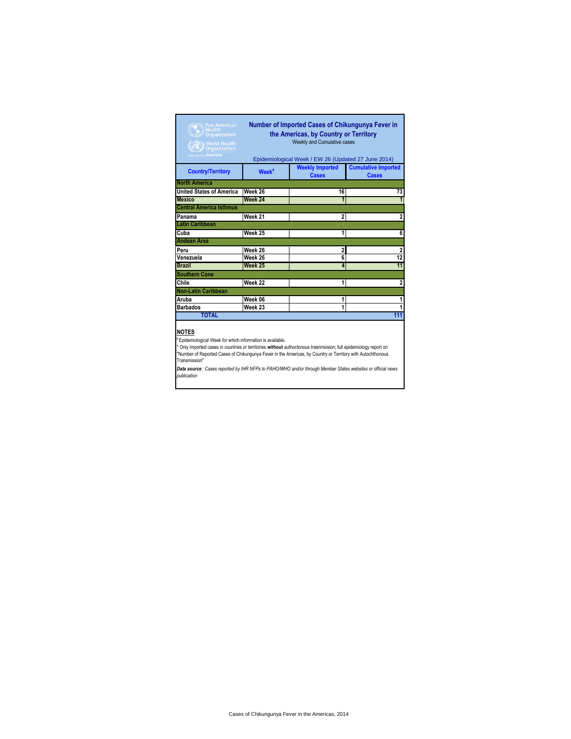Pan American Health Organization
World Health Organization
Americas

## Number of Imported Cases of Chikungunya Fever in the Americas, by Country or Territory

Weekly and Cumulative cases

Epidemiological Week / EW 26 (Updated 27 June 2014)

| Country/Territory | Week[a] | Weekly Imported Cases | Cumulative Imported Cases |
|---|---|---|---|
| **North America** | | | |
| United States of America | Week 26 | 16 | 73 |
| Mexico | Week 24 | 1 | 1 |
| **Central America Isthmus** | | | |
| Panama | Week 21 | 2 | 2 |
| **Latin Caribbean** | | | |
| Cuba | Week 25 | 1 | 6 |
| **Andean Area** | | | |
| Peru | Week 26 | 2 | 2 |
| Venezuela | Week 26 | 6 | 12 |
| Brazil | Week 25 | 4 | 11 |
| **Southern Cone** | | | |
| Chile | Week 22 | 1 | 2 |
| **Non-Latin Caribbean** | | | |
| Aruba | Week 06 | 1 | 1 |
| Barbados | Week 23 | 1 | 1 |
| **TOTAL** | | | 111 |

**NOTES**

[a] Epidemiological Week for which information is available.

* Only imported cases in countries or territories **without** authoctonous trasnmsision; full epidemiology report on "Number of Reported Cases of Chikungunya Fever in the Americas, by Country or Territory with Autochthonous Transmission"

***Data source** : Cases reported by IHR NFPs to PAHO/WHO and/or through Member States websites or official news publication*